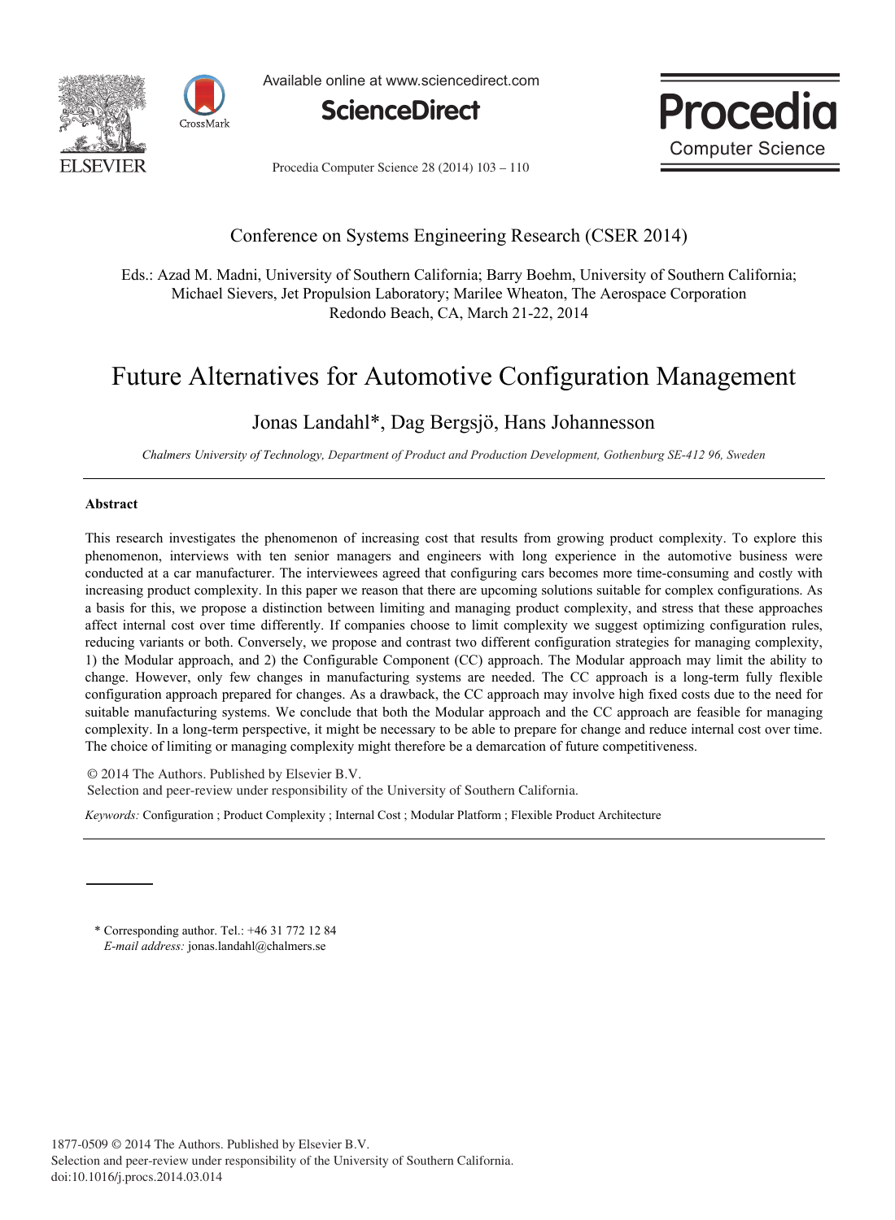Conference on Systems Engineering Research (CSER 2014)

Eds.: Azad M. Madni, University of Southern California; Barry Boehm, University of Southern California; Michael Sievers, Jet Propulsion Laboratory; Marilee Wheaton, The Aerospace Corporation
Redondo Beach, CA, March 21-22, 2014

# Future Alternatives for Automotive Configuration Management

Jonas Landahl*, Dag Bergsjö, Hans Johannesson

*Chalmers University of Technology, Department of Product and Production Development, Gothenburg SE-412 96, Sweden*

---

**Abstract**

This research investigates the phenomenon of increasing cost that results from growing product complexity. To explore this phenomenon, interviews with ten senior managers and engineers with long experience in the automotive business were conducted at a car manufacturer. The interviewees agreed that configuring cars becomes more time-consuming and costly with increasing product complexity. In this paper we reason that there are upcoming solutions suitable for complex configurations. As a basis for this, we propose a distinction between limiting and managing product complexity, and stress that these approaches affect internal cost over time differently. If companies choose to limit complexity we suggest optimizing configuration rules, reducing variants or both. Conversely, we propose and contrast two different configuration strategies for managing complexity, 1) the Modular approach, and 2) the Configurable Component (CC) approach. The Modular approach may limit the ability to change. However, only few changes in manufacturing systems are needed. The CC approach is a long-term fully flexible configuration approach prepared for changes. As a drawback, the CC approach may involve high fixed costs due to the need for suitable manufacturing systems. We conclude that both the Modular approach and the CC approach are feasible for managing complexity. In a long-term perspective, it might be necessary to be able to prepare for change and reduce internal cost over time. The choice of limiting or managing complexity might therefore be a demarcation of future competitiveness.

© 2014 The Authors. Published by Elsevier B.V.
Selection and peer-review under responsibility of the University of Southern California.

*Keywords:* Configuration ; Product Complexity ; Internal Cost ; Modular Platform ; Flexible Product Architecture

---

\* Corresponding author. Tel.: +46 31 772 12 84
*E-mail address:* jonas.landahl@chalmers.se

1877-0509 © 2014 The Authors. Published by Elsevier B.V.
Selection and peer-review under responsibility of the University of Southern California.
doi:10.1016/j.procs.2014.03.014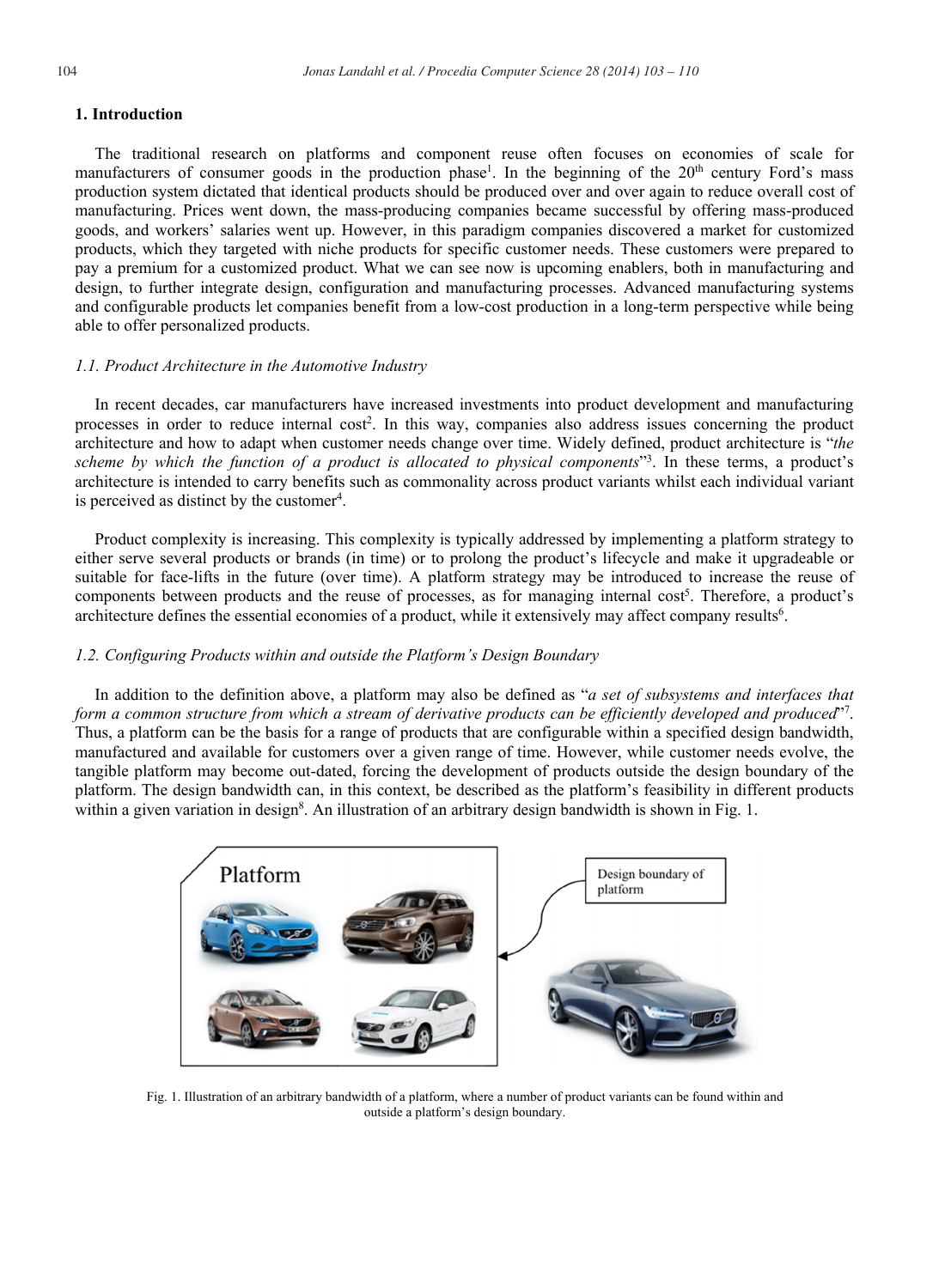## 1. Introduction

The traditional research on platforms and component reuse often focuses on economies of scale for manufacturers of consumer goods in the production phase[1]. In the beginning of the 20th century Ford's mass production system dictated that identical products should be produced over and over again to reduce overall cost of manufacturing. Prices went down, the mass-producing companies became successful by offering mass-produced goods, and workers' salaries went up. However, in this paradigm companies discovered a market for customized products, which they targeted with niche products for specific customer needs. These customers were prepared to pay a premium for a customized product. What we can see now is upcoming enablers, both in manufacturing and design, to further integrate design, configuration and manufacturing processes. Advanced manufacturing systems and configurable products let companies benefit from a low-cost production in a long-term perspective while being able to offer personalized products.

### *1.1. Product Architecture in the Automotive Industry*

In recent decades, car manufacturers have increased investments into product development and manufacturing processes in order to reduce internal cost[2]. In this way, companies also address issues concerning the product architecture and how to adapt when customer needs change over time. Widely defined, product architecture is "*the scheme by which the function of a product is allocated to physical components*"[3]. In these terms, a product's architecture is intended to carry benefits such as commonality across product variants whilst each individual variant is perceived as distinct by the customer[4].

Product complexity is increasing. This complexity is typically addressed by implementing a platform strategy to either serve several products or brands (in time) or to prolong the product's lifecycle and make it upgradeable or suitable for face-lifts in the future (over time). A platform strategy may be introduced to increase the reuse of components between products and the reuse of processes, as for managing internal cost[5]. Therefore, a product's architecture defines the essential economies of a product, while it extensively may affect company results[6].

### *1.2. Configuring Products within and outside the Platform's Design Boundary*

In addition to the definition above, a platform may also be defined as "*a set of subsystems and interfaces that form a common structure from which a stream of derivative products can be efficiently developed and produced*"[7]. Thus, a platform can be the basis for a range of products that are configurable within a specified design bandwidth, manufactured and available for customers over a given range of time. However, while customer needs evolve, the tangible platform may become out-dated, forcing the development of products outside the design boundary of the platform. The design bandwidth can, in this context, be described as the platform's feasibility in different products within a given variation in design[8]. An illustration of an arbitrary design bandwidth is shown in Fig. 1.

Fig. 1. Illustration of an arbitrary bandwidth of a platform, where a number of product variants can be found within and outside a platform's design boundary.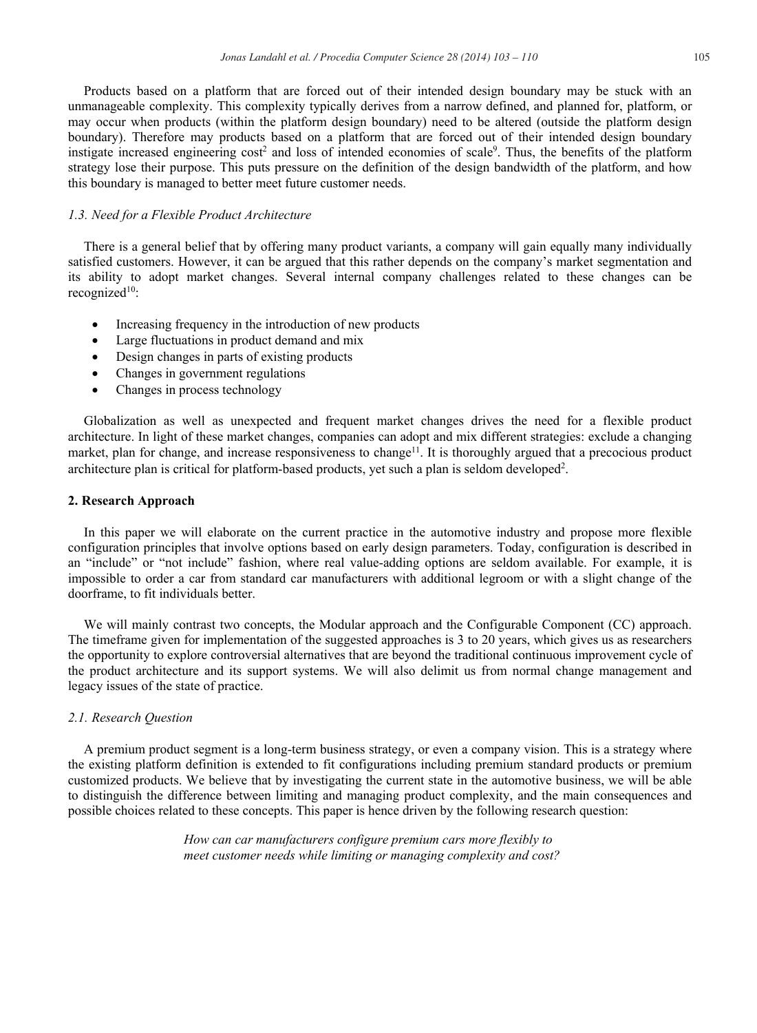Products based on a platform that are forced out of their intended design boundary may be stuck with an unmanageable complexity. This complexity typically derives from a narrow defined, and planned for, platform, or may occur when products (within the platform design boundary) need to be altered (outside the platform design boundary). Therefore may products based on a platform that are forced out of their intended design boundary instigate increased engineering cost[2] and loss of intended economies of scale[9]. Thus, the benefits of the platform strategy lose their purpose. This puts pressure on the definition of the design bandwidth of the platform, and how this boundary is managed to better meet future customer needs.

### *1.3. Need for a Flexible Product Architecture*

There is a general belief that by offering many product variants, a company will gain equally many individually satisfied customers. However, it can be argued that this rather depends on the company's market segmentation and its ability to adopt market changes. Several internal company challenges related to these changes can be recognized[10]:

- Increasing frequency in the introduction of new products
- Large fluctuations in product demand and mix
- Design changes in parts of existing products
- Changes in government regulations
- Changes in process technology

Globalization as well as unexpected and frequent market changes drives the need for a flexible product architecture. In light of these market changes, companies can adopt and mix different strategies: exclude a changing market, plan for change, and increase responsiveness to change[11]. It is thoroughly argued that a precocious product architecture plan is critical for platform-based products, yet such a plan is seldom developed[2].

## 2. Research Approach

In this paper we will elaborate on the current practice in the automotive industry and propose more flexible configuration principles that involve options based on early design parameters. Today, configuration is described in an "include" or "not include" fashion, where real value-adding options are seldom available. For example, it is impossible to order a car from standard car manufacturers with additional legroom or with a slight change of the doorframe, to fit individuals better.

We will mainly contrast two concepts, the Modular approach and the Configurable Component (CC) approach. The timeframe given for implementation of the suggested approaches is 3 to 20 years, which gives us as researchers the opportunity to explore controversial alternatives that are beyond the traditional continuous improvement cycle of the product architecture and its support systems. We will also delimit us from normal change management and legacy issues of the state of practice.

### *2.1. Research Question*

A premium product segment is a long-term business strategy, or even a company vision. This is a strategy where the existing platform definition is extended to fit configurations including premium standard products or premium customized products. We believe that by investigating the current state in the automotive business, we will be able to distinguish the difference between limiting and managing product complexity, and the main consequences and possible choices related to these concepts. This paper is hence driven by the following research question:

*How can car manufacturers configure premium cars more flexibly to meet customer needs while limiting or managing complexity and cost?*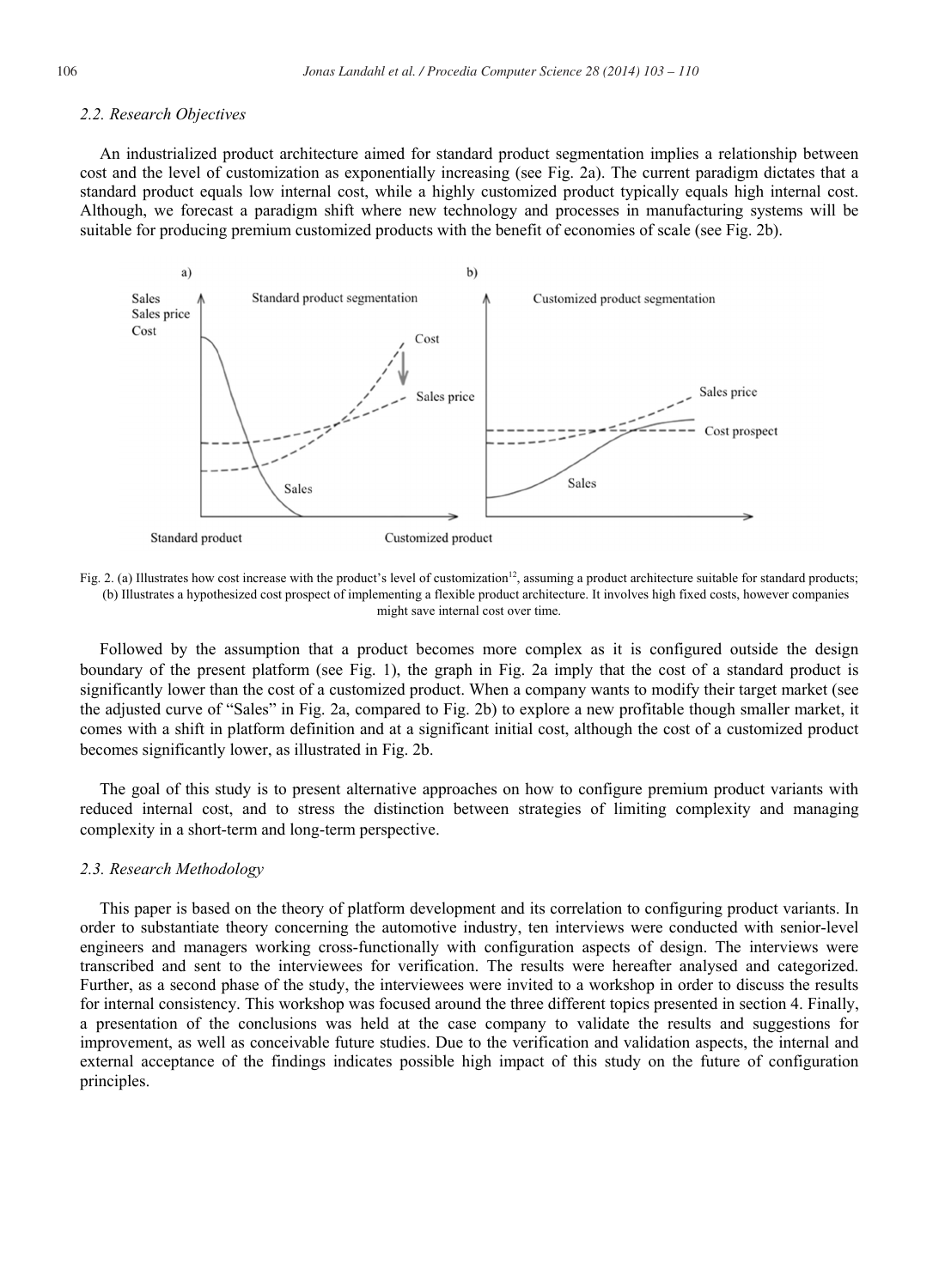### 2.2. Research Objectives

An industrialized product architecture aimed for standard product segmentation implies a relationship between cost and the level of customization as exponentially increasing (see Fig. 2a). The current paradigm dictates that a standard product equals low internal cost, while a highly customized product typically equals high internal cost. Although, we forecast a paradigm shift where new technology and processes in manufacturing systems will be suitable for producing premium customized products with the benefit of economies of scale (see Fig. 2b).

Fig. 2. (a) Illustrates how cost increase with the product's level of customization[12], assuming a product architecture suitable for standard products; (b) Illustrates a hypothesized cost prospect of implementing a flexible product architecture. It involves high fixed costs, however companies might save internal cost over time.

Followed by the assumption that a product becomes more complex as it is configured outside the design boundary of the present platform (see Fig. 1), the graph in Fig. 2a imply that the cost of a standard product is significantly lower than the cost of a customized product. When a company wants to modify their target market (see the adjusted curve of "Sales" in Fig. 2a, compared to Fig. 2b) to explore a new profitable though smaller market, it comes with a shift in platform definition and at a significant initial cost, although the cost of a customized product becomes significantly lower, as illustrated in Fig. 2b.

The goal of this study is to present alternative approaches on how to configure premium product variants with reduced internal cost, and to stress the distinction between strategies of limiting complexity and managing complexity in a short-term and long-term perspective.

### 2.3. Research Methodology

This paper is based on the theory of platform development and its correlation to configuring product variants. In order to substantiate theory concerning the automotive industry, ten interviews were conducted with senior-level engineers and managers working cross-functionally with configuration aspects of design. The interviews were transcribed and sent to the interviewees for verification. The results were hereafter analysed and categorized. Further, as a second phase of the study, the interviewees were invited to a workshop in order to discuss the results for internal consistency. This workshop was focused around the three different topics presented in section 4. Finally, a presentation of the conclusions was held at the case company to validate the results and suggestions for improvement, as well as conceivable future studies. Due to the verification and validation aspects, the internal and external acceptance of the findings indicates possible high impact of this study on the future of configuration principles.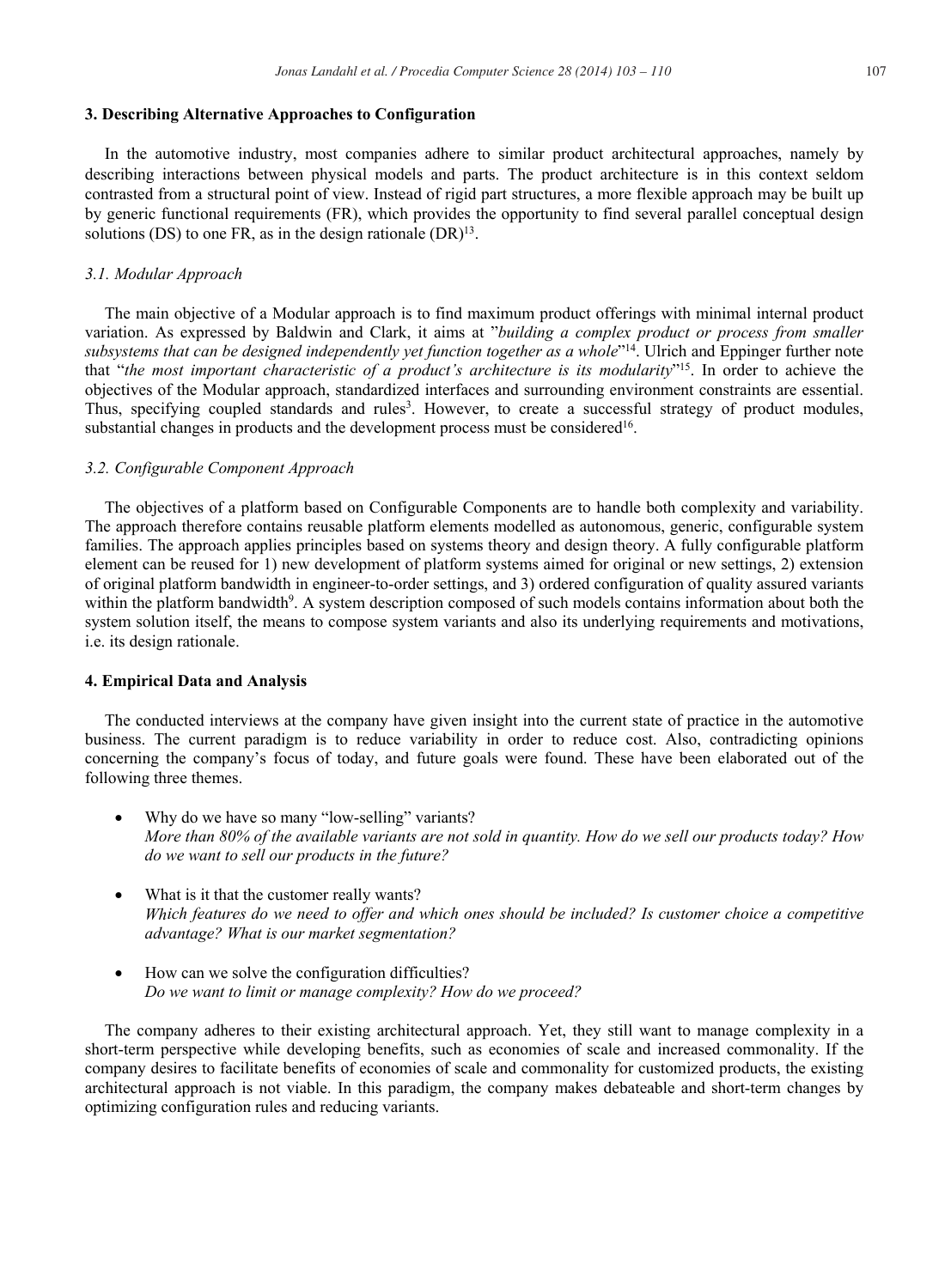## 3. Describing Alternative Approaches to Configuration

In the automotive industry, most companies adhere to similar product architectural approaches, namely by describing interactions between physical models and parts. The product architecture is in this context seldom contrasted from a structural point of view. Instead of rigid part structures, a more flexible approach may be built up by generic functional requirements (FR), which provides the opportunity to find several parallel conceptual design solutions (DS) to one FR, as in the design rationale (DR)[13].

### 3.1. Modular Approach

The main objective of a Modular approach is to find maximum product offerings with minimal internal product variation. As expressed by Baldwin and Clark, it aims at "*building a complex product or process from smaller subsystems that can be designed independently yet function together as a whole*"[14]. Ulrich and Eppinger further note that "*the most important characteristic of a product's architecture is its modularity*"[15]. In order to achieve the objectives of the Modular approach, standardized interfaces and surrounding environment constraints are essential. Thus, specifying coupled standards and rules[3]. However, to create a successful strategy of product modules, substantial changes in products and the development process must be considered[16].

### 3.2. Configurable Component Approach

The objectives of a platform based on Configurable Components are to handle both complexity and variability. The approach therefore contains reusable platform elements modelled as autonomous, generic, configurable system families. The approach applies principles based on systems theory and design theory. A fully configurable platform element can be reused for 1) new development of platform systems aimed for original or new settings, 2) extension of original platform bandwidth in engineer-to-order settings, and 3) ordered configuration of quality assured variants within the platform bandwidth[9]. A system description composed of such models contains information about both the system solution itself, the means to compose system variants and also its underlying requirements and motivations, i.e. its design rationale.

## 4. Empirical Data and Analysis

The conducted interviews at the company have given insight into the current state of practice in the automotive business. The current paradigm is to reduce variability in order to reduce cost. Also, contradicting opinions concerning the company's focus of today, and future goals were found. These have been elaborated out of the following three themes.

- Why do we have so many "low-selling" variants?
  *More than 80% of the available variants are not sold in quantity. How do we sell our products today? How do we want to sell our products in the future?*
- What is it that the customer really wants?
  *Which features do we need to offer and which ones should be included? Is customer choice a competitive advantage? What is our market segmentation?*
- How can we solve the configuration difficulties?
  *Do we want to limit or manage complexity? How do we proceed?*

The company adheres to their existing architectural approach. Yet, they still want to manage complexity in a short-term perspective while developing benefits, such as economies of scale and increased commonality. If the company desires to facilitate benefits of economies of scale and commonality for customized products, the existing architectural approach is not viable. In this paradigm, the company makes debateable and short-term changes by optimizing configuration rules and reducing variants.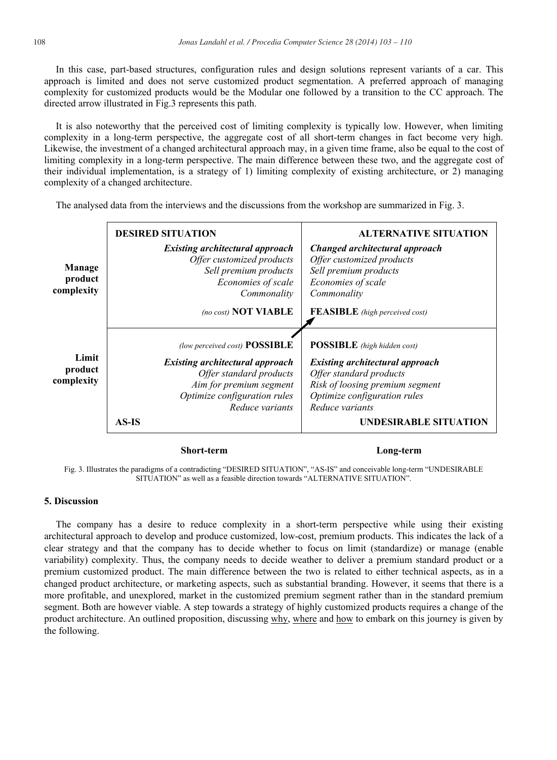In this case, part-based structures, configuration rules and design solutions represent variants of a car. This approach is limited and does not serve customized product segmentation. A preferred approach of managing complexity for customized products would be the Modular one followed by a transition to the CC approach. The directed arrow illustrated in Fig.3 represents this path.

It is also noteworthy that the perceived cost of limiting complexity is typically low. However, when limiting complexity in a long-term perspective, the aggregate cost of all short-term changes in fact become very high. Likewise, the investment of a changed architectural approach may, in a given time frame, also be equal to the cost of limiting complexity in a long-term perspective. The main difference between these two, and the aggregate cost of their individual implementation, is a strategy of 1) limiting complexity of existing architecture, or 2) managing complexity of a changed architecture.

The analysed data from the interviews and the discussions from the workshop are summarized in Fig. 3.

| | Short-term | Long-term |
|---|---|---|
| **Manage product complexity** | **DESIRED SITUATION**<br>***Existing architectural approach***<br>*Offer customized products*<br>*Sell premium products*<br>*Economies of scale*<br>*Commonality*<br>*(no cost)* **NOT VIABLE** | **ALTERNATIVE SITUATION**<br>***Changed architectural approach***<br>*Offer customized products*<br>*Sell premium products*<br>*Economies of scale*<br>*Commonality*<br>**FEASIBLE** *(high perceived cost)* |
| **Limit product complexity** | *(low perceived cost)* **POSSIBLE**<br>***Existing architectural approach***<br>*Offer standard products*<br>*Aim for premium segment*<br>*Optimize configuration rules*<br>*Reduce variants*<br>**AS-IS** | **POSSIBLE** *(high hidden cost)*<br>***Existing architectural approach***<br>*Offer standard products*<br>*Risk of loosing premium segment*<br>*Optimize configuration rules*<br>*Reduce variants*<br>**UNDESIRABLE SITUATION** |

Fig. 3. Illustrates the paradigms of a contradicting "DESIRED SITUATION", "AS-IS" and conceivable long-term "UNDESIRABLE SITUATION" as well as a feasible direction towards "ALTERNATIVE SITUATION".

## 5. Discussion

The company has a desire to reduce complexity in a short-term perspective while using their existing architectural approach to develop and produce customized, low-cost, premium products. This indicates the lack of a clear strategy and that the company has to decide whether to focus on limit (standardize) or manage (enable variability) complexity. Thus, the company needs to decide weather to deliver a premium standard product or a premium customized product. The main difference between the two is related to either technical aspects, as in a changed product architecture, or marketing aspects, such as substantial branding. However, it seems that there is a more profitable, and unexplored, market in the customized premium segment rather than in the standard premium segment. Both are however viable. A step towards a strategy of highly customized products requires a change of the product architecture. An outlined proposition, discussing why, where and how to embark on this journey is given by the following.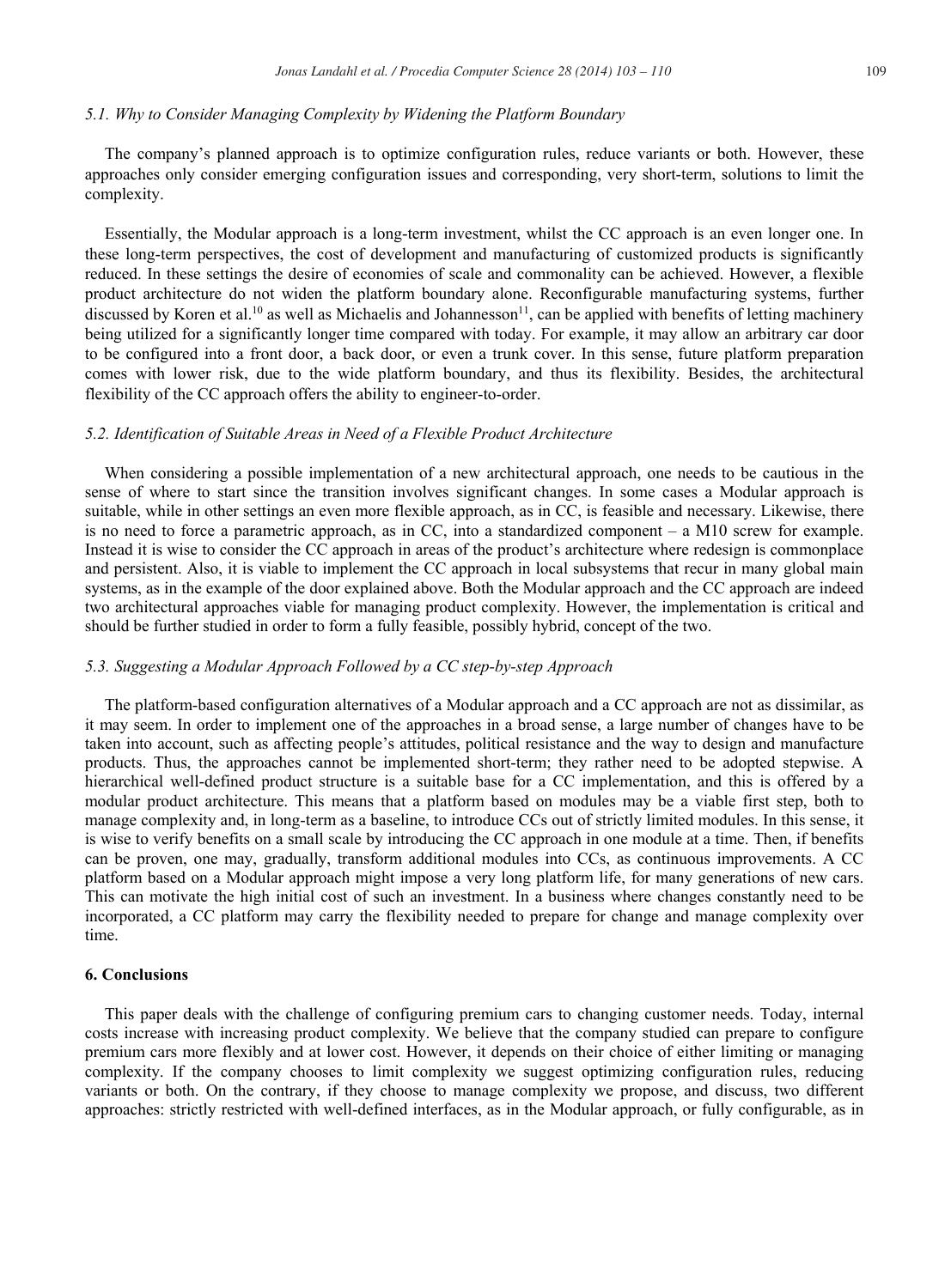### 5.1. Why to Consider Managing Complexity by Widening the Platform Boundary

The company's planned approach is to optimize configuration rules, reduce variants or both. However, these approaches only consider emerging configuration issues and corresponding, very short-term, solutions to limit the complexity.

Essentially, the Modular approach is a long-term investment, whilst the CC approach is an even longer one. In these long-term perspectives, the cost of development and manufacturing of customized products is significantly reduced. In these settings the desire of economies of scale and commonality can be achieved. However, a flexible product architecture do not widen the platform boundary alone. Reconfigurable manufacturing systems, further discussed by Koren et al.[10] as well as Michaelis and Johannesson[11], can be applied with benefits of letting machinery being utilized for a significantly longer time compared with today. For example, it may allow an arbitrary car door to be configured into a front door, a back door, or even a trunk cover. In this sense, future platform preparation comes with lower risk, due to the wide platform boundary, and thus its flexibility. Besides, the architectural flexibility of the CC approach offers the ability to engineer-to-order.

### 5.2. Identification of Suitable Areas in Need of a Flexible Product Architecture

When considering a possible implementation of a new architectural approach, one needs to be cautious in the sense of where to start since the transition involves significant changes. In some cases a Modular approach is suitable, while in other settings an even more flexible approach, as in CC, is feasible and necessary. Likewise, there is no need to force a parametric approach, as in CC, into a standardized component – a M10 screw for example. Instead it is wise to consider the CC approach in areas of the product's architecture where redesign is commonplace and persistent. Also, it is viable to implement the CC approach in local subsystems that recur in many global main systems, as in the example of the door explained above. Both the Modular approach and the CC approach are indeed two architectural approaches viable for managing product complexity. However, the implementation is critical and should be further studied in order to form a fully feasible, possibly hybrid, concept of the two.

### 5.3. Suggesting a Modular Approach Followed by a CC step-by-step Approach

The platform-based configuration alternatives of a Modular approach and a CC approach are not as dissimilar, as it may seem. In order to implement one of the approaches in a broad sense, a large number of changes have to be taken into account, such as affecting people's attitudes, political resistance and the way to design and manufacture products. Thus, the approaches cannot be implemented short-term; they rather need to be adopted stepwise. A hierarchical well-defined product structure is a suitable base for a CC implementation, and this is offered by a modular product architecture. This means that a platform based on modules may be a viable first step, both to manage complexity and, in long-term as a baseline, to introduce CCs out of strictly limited modules. In this sense, it is wise to verify benefits on a small scale by introducing the CC approach in one module at a time. Then, if benefits can be proven, one may, gradually, transform additional modules into CCs, as continuous improvements. A CC platform based on a Modular approach might impose a very long platform life, for many generations of new cars. This can motivate the high initial cost of such an investment. In a business where changes constantly need to be incorporated, a CC platform may carry the flexibility needed to prepare for change and manage complexity over time.

## 6. Conclusions

This paper deals with the challenge of configuring premium cars to changing customer needs. Today, internal costs increase with increasing product complexity. We believe that the company studied can prepare to configure premium cars more flexibly and at lower cost. However, it depends on their choice of either limiting or managing complexity. If the company chooses to limit complexity we suggest optimizing configuration rules, reducing variants or both. On the contrary, if they choose to manage complexity we propose, and discuss, two different approaches: strictly restricted with well-defined interfaces, as in the Modular approach, or fully configurable, as in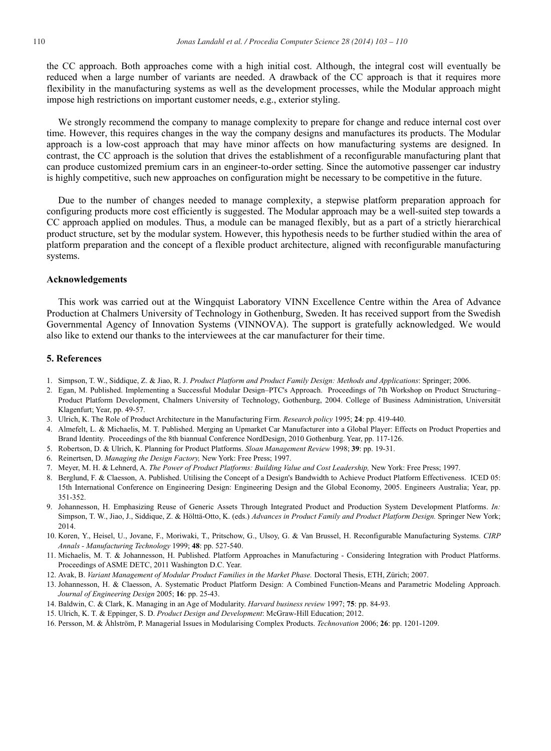the CC approach. Both approaches come with a high initial cost. Although, the integral cost will eventually be reduced when a large number of variants are needed. A drawback of the CC approach is that it requires more flexibility in the manufacturing systems as well as the development processes, while the Modular approach might impose high restrictions on important customer needs, e.g., exterior styling.

We strongly recommend the company to manage complexity to prepare for change and reduce internal cost over time. However, this requires changes in the way the company designs and manufactures its products. The Modular approach is a low-cost approach that may have minor affects on how manufacturing systems are designed. In contrast, the CC approach is the solution that drives the establishment of a reconfigurable manufacturing plant that can produce customized premium cars in an engineer-to-order setting. Since the automotive passenger car industry is highly competitive, such new approaches on configuration might be necessary to be competitive in the future.

Due to the number of changes needed to manage complexity, a stepwise platform preparation approach for configuring products more cost efficiently is suggested. The Modular approach may be a well-suited step towards a CC approach applied on modules. Thus, a module can be managed flexibly, but as a part of a strictly hierarchical product structure, set by the modular system. However, this hypothesis needs to be further studied within the area of platform preparation and the concept of a flexible product architecture, aligned with reconfigurable manufacturing systems.

### Acknowledgements

This work was carried out at the Wingquist Laboratory VINN Excellence Centre within the Area of Advance Production at Chalmers University of Technology in Gothenburg, Sweden. It has received support from the Swedish Governmental Agency of Innovation Systems (VINNOVA). The support is gratefully acknowledged. We would also like to extend our thanks to the interviewees at the car manufacturer for their time.

## 5. References

1. Simpson, T. W., Siddique, Z. & Jiao, R. J. *Product Platform and Product Family Design: Methods and Applications*: Springer; 2006.
2. Egan, M. Published. Implementing a Successful Modular Design–PTC's Approach. Proceedings of 7th Workshop on Product Structuring–Product Platform Development, Chalmers University of Technology, Gothenburg, 2004. College of Business Administration, Universität Klagenfurt; Year, pp. 49-57.
3. Ulrich, K. The Role of Product Architecture in the Manufacturing Firm. *Research policy* 1995; **24**: pp. 419-440.
4. Almefelt, L. & Michaelis, M. T. Published. Merging an Upmarket Car Manufacturer into a Global Player: Effects on Product Properties and Brand Identity. Proceedings of the 8th biannual Conference NordDesign, 2010 Gothenburg. Year, pp. 117-126.
5. Robertson, D. & Ulrich, K. Planning for Product Platforms. *Sloan Management Review* 1998; **39**: pp. 19-31.
6. Reinertsen, D. *Managing the Design Factory,* New York: Free Press; 1997.
7. Meyer, M. H. & Lehnerd, A. *The Power of Product Platforms: Building Value and Cost Leadership,* New York: Free Press; 1997.
8. Berglund, F. & Claesson, A. Published. Utilising the Concept of a Design's Bandwidth to Achieve Product Platform Effectiveness. ICED 05: 15th International Conference on Engineering Design: Engineering Design and the Global Economy, 2005. Engineers Australia; Year, pp. 351-352.
9. Johannesson, H. Emphasizing Reuse of Generic Assets Through Integrated Product and Production System Development Platforms. *In:* Simpson, T. W., Jiao, J., Siddique, Z. & Hölttä-Otto, K. (eds.) *Advances in Product Family and Product Platform Design.* Springer New York; 2014.
10. Koren, Y., Heisel, U., Jovane, F., Moriwaki, T., Pritschow, G., Ulsoy, G. & Van Brussel, H. Reconfigurable Manufacturing Systems. *CIRP Annals - Manufacturing Technology* 1999; **48**: pp. 527-540.
11. Michaelis, M. T. & Johannesson, H. Published. Platform Approaches in Manufacturing - Considering Integration with Product Platforms. Proceedings of ASME DETC, 2011 Washington D.C. Year.
12. Avak, B. *Variant Management of Modular Product Families in the Market Phase.* Doctoral Thesis, ETH, Zürich; 2007.
13. Johannesson, H. & Claesson, A. Systematic Product Platform Design: A Combined Function-Means and Parametric Modeling Approach. *Journal of Engineering Design* 2005; **16**: pp. 25-43.
14. Baldwin, C. & Clark, K. Managing in an Age of Modularity. *Harvard business review* 1997; **75**: pp. 84-93.
15. Ulrich, K. T. & Eppinger, S. D. *Product Design and Development*: McGraw-Hill Education; 2012.
16. Persson, M. & Åhlström, P. Managerial Issues in Modularising Complex Products. *Technovation* 2006; **26**: pp. 1201-1209.